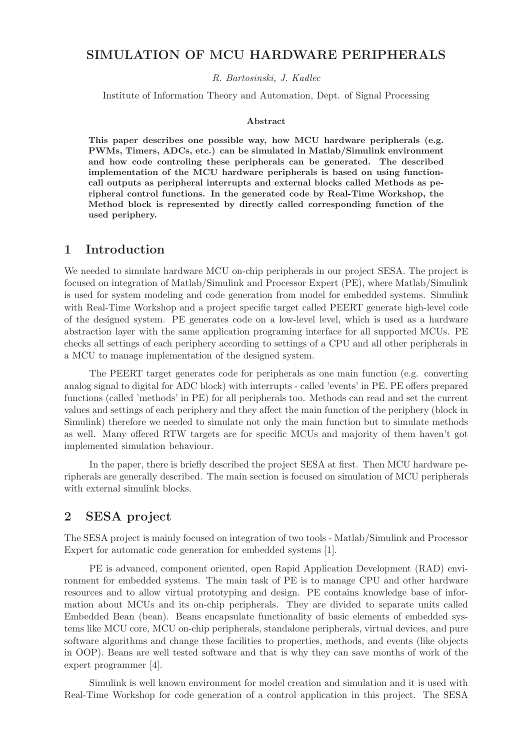# SIMULATION OF MCU HARDWARE PERIPHERALS

*R. Bartosinski, J. Kadlec*

Institute of Information Theory and Automation, Dept. of Signal Processing

### Abstract

**This paper describes one possible way, how MCU hardware peripherals (e.g. PWMs, Timers, ADCs, etc.) can be simulated in Matlab/Simulink environment and how code controling these peripherals can be generated. The described implementation of the MCU hardware peripherals is based on using function-call outputs as peripheral interrupts and external blocks called Methods as peripheral control functions. In the generated code by Real-Time Workshop, the Method block is represented by directly called corresponding function of the used periphery.**

## 1 Introduction

We needed to simulate hardware MCU on-chip peripherals in our project SESA. The project is focused on integration of Matlab/Simulink and Processor Expert (PE), where Matlab/Simulink is used for system modeling and code generation from model for embedded systems. Simulink with Real-Time Workshop and a project specific target called PEERT generate high-level code of the designed system. PE generates code on a low-level level, which is used as a hardware abstraction layer with the same application programing interface for all supported MCUs. PE checks all settings of each periphery according to settings of a CPU and all other peripherals in a MCU to manage implementation of the designed system.

The PEERT target generates code for peripherals as one main function (e.g. converting analog signal to digital for ADC block) with interrupts - called 'events' in PE. PE offers prepared functions (called 'methods' in PE) for all peripherals too. Methods can read and set the current values and settings of each periphery and they affect the main function of the periphery (block in Simulink) therefore we needed to simulate not only the main function but to simulate methods as well. Many offered RTW targets are for specific MCUs and majority of them haven't got implemented simulation behaviour.

In the paper, there is briefly described the project SESA at first. Then MCU hardware peripherals are generally described. The main section is focused on simulation of MCU peripherals with external simulink blocks.

## 2 SESA project

The SESA project is mainly focused on integration of two tools - Matlab/Simulink and Processor Expert for automatic code generation for embedded systems [1].

PE is advanced, component oriented, open Rapid Application Development (RAD) environment for embedded systems. The main task of PE is to manage CPU and other hardware resources and to allow virtual prototyping and design. PE contains knowledge base of information about MCUs and its on-chip peripherals. They are divided to separate units called Embedded Bean (bean). Beans encapsulate functionality of basic elements of embedded systems like MCU core, MCU on-chip peripherals, standalone peripherals, virtual devices, and pure software algorithms and change these facilities to properties, methods, and events (like objects in OOP). Beans are well tested software and that is why they can save months of work of the expert programmer [4].

Simulink is well known environment for model creation and simulation and it is used with Real-Time Workshop for code generation of a control application in this project. The SESA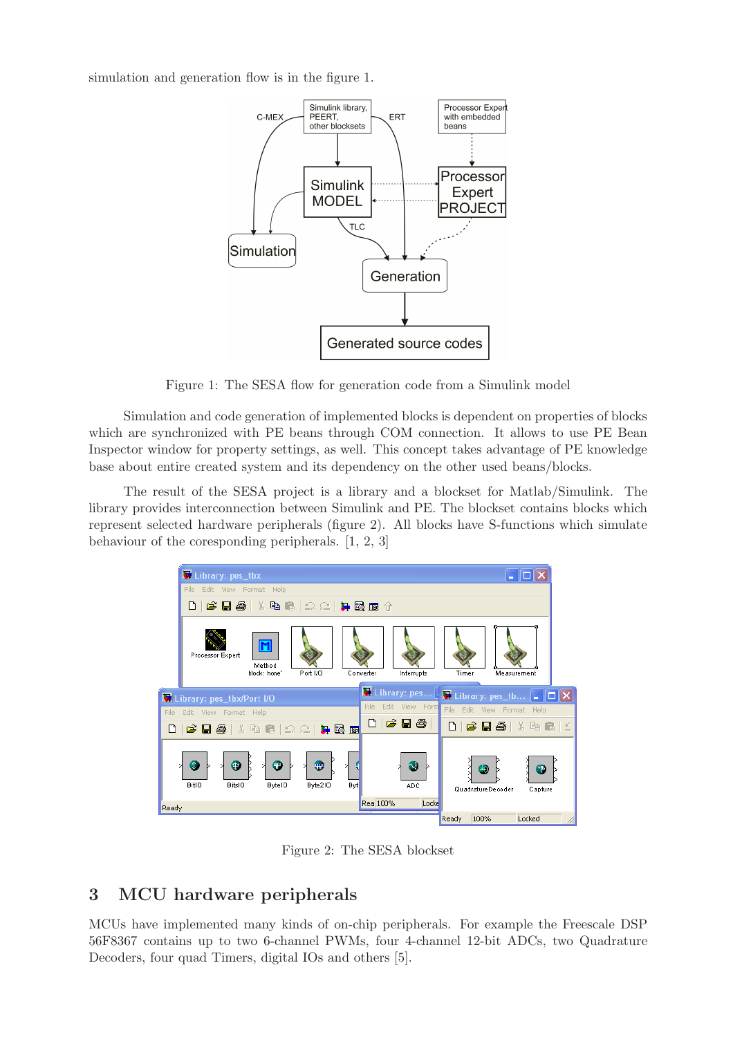simulation and generation flow is in the figure 1.

Figure 1: The SESA flow for generation code from a Simulink model

Simulation and code generation of implemented blocks is dependent on properties of blocks which are synchronized with PE beans through COM connection. It allows to use PE Bean Inspector window for property settings, as well. This concept takes advantage of PE knowledge base about entire created system and its dependency on the other used beans/blocks.

The result of the SESA project is a library and a blockset for Matlab/Simulink. The library provides interconnection between Simulink and PE. The blockset contains blocks which represent selected hardware peripherals (figure 2). All blocks have S-functions which simulate behaviour of the coresponding peripherals. [1, 2, 3]

Figure 2: The SESA blockset

## 3 MCU hardware peripherals

MCUs have implemented many kinds of on-chip peripherals. For example the Freescale DSP 56F8367 contains up to two 6-channel PWMs, four 4-channel 12-bit ADCs, two Quadrature Decoders, four quad Timers, digital IOs and others [5].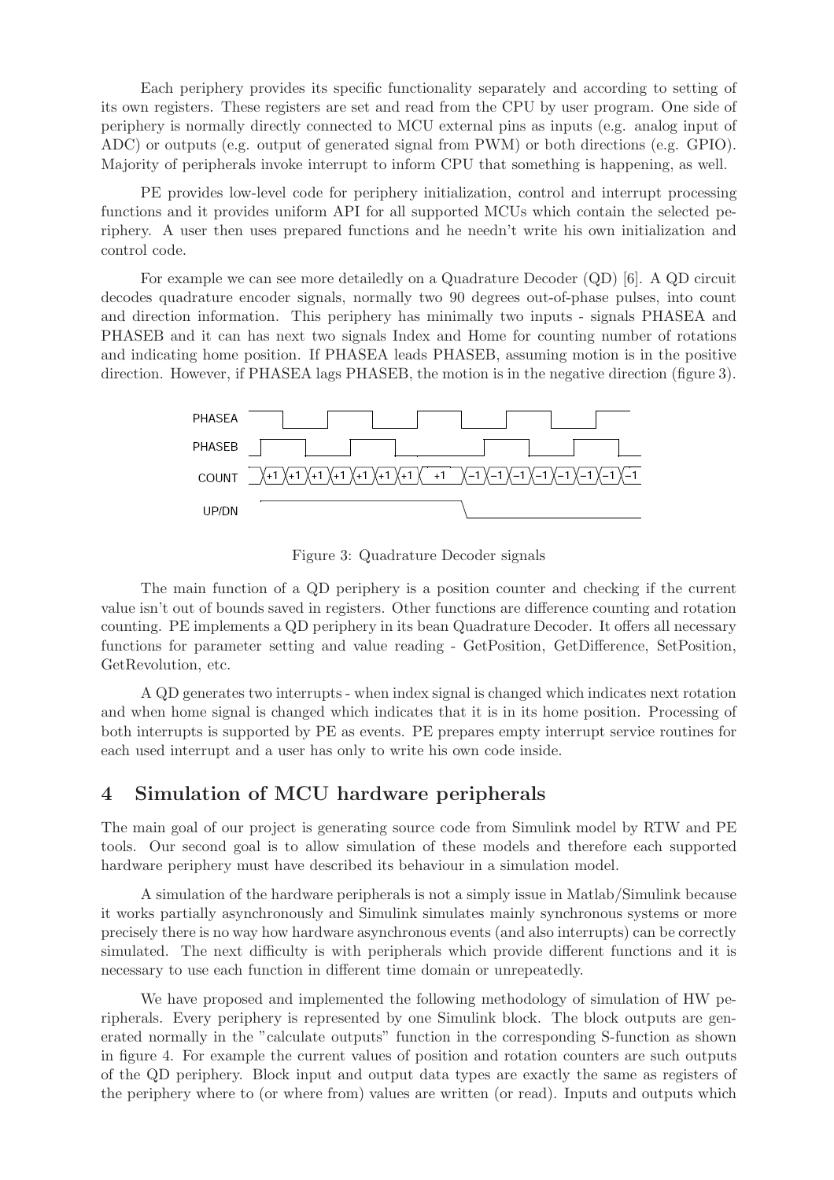Each periphery provides its specific functionality separately and according to setting of its own registers. These registers are set and read from the CPU by user program. One side of periphery is normally directly connected to MCU external pins as inputs (e.g. analog input of ADC) or outputs (e.g. output of generated signal from PWM) or both directions (e.g. GPIO). Majority of peripherals invoke interrupt to inform CPU that something is happening, as well.

PE provides low-level code for periphery initialization, control and interrupt processing functions and it provides uniform API for all supported MCUs which contain the selected periphery. A user then uses prepared functions and he needn't write his own initialization and control code.

For example we can see more detailedly on a Quadrature Decoder (QD) [6]. A QD circuit decodes quadrature encoder signals, normally two 90 degrees out-of-phase pulses, into count and direction information. This periphery has minimally two inputs - signals PHASEA and PHASEB and it can has next two signals Index and Home for counting number of rotations and indicating home position. If PHASEA leads PHASEB, assuming motion is in the positive direction. However, if PHASEA lags PHASEB, the motion is in the negative direction (figure 3).

Figure 3: Quadrature Decoder signals

The main function of a QD periphery is a position counter and checking if the current value isn't out of bounds saved in registers. Other functions are difference counting and rotation counting. PE implements a QD periphery in its bean Quadrature Decoder. It offers all necessary functions for parameter setting and value reading - GetPosition, GetDifference, SetPosition, GetRevolution, etc.

A QD generates two interrupts - when index signal is changed which indicates next rotation and when home signal is changed which indicates that it is in its home position. Processing of both interrupts is supported by PE as events. PE prepares empty interrupt service routines for each used interrupt and a user has only to write his own code inside.

## 4 Simulation of MCU hardware peripherals

The main goal of our project is generating source code from Simulink model by RTW and PE tools. Our second goal is to allow simulation of these models and therefore each supported hardware periphery must have described its behaviour in a simulation model.

A simulation of the hardware peripherals is not a simply issue in Matlab/Simulink because it works partially asynchronously and Simulink simulates mainly synchronous systems or more precisely there is no way how hardware asynchronous events (and also interrupts) can be correctly simulated. The next difficulty is with peripherals which provide different functions and it is necessary to use each function in different time domain or unrepeatedly.

We have proposed and implemented the following methodology of simulation of HW peripherals. Every periphery is represented by one Simulink block. The block outputs are generated normally in the "calculate outputs" function in the corresponding S-function as shown in figure 4. For example the current values of position and rotation counters are such outputs of the QD periphery. Block input and output data types are exactly the same as registers of the periphery where to (or where from) values are written (or read). Inputs and outputs which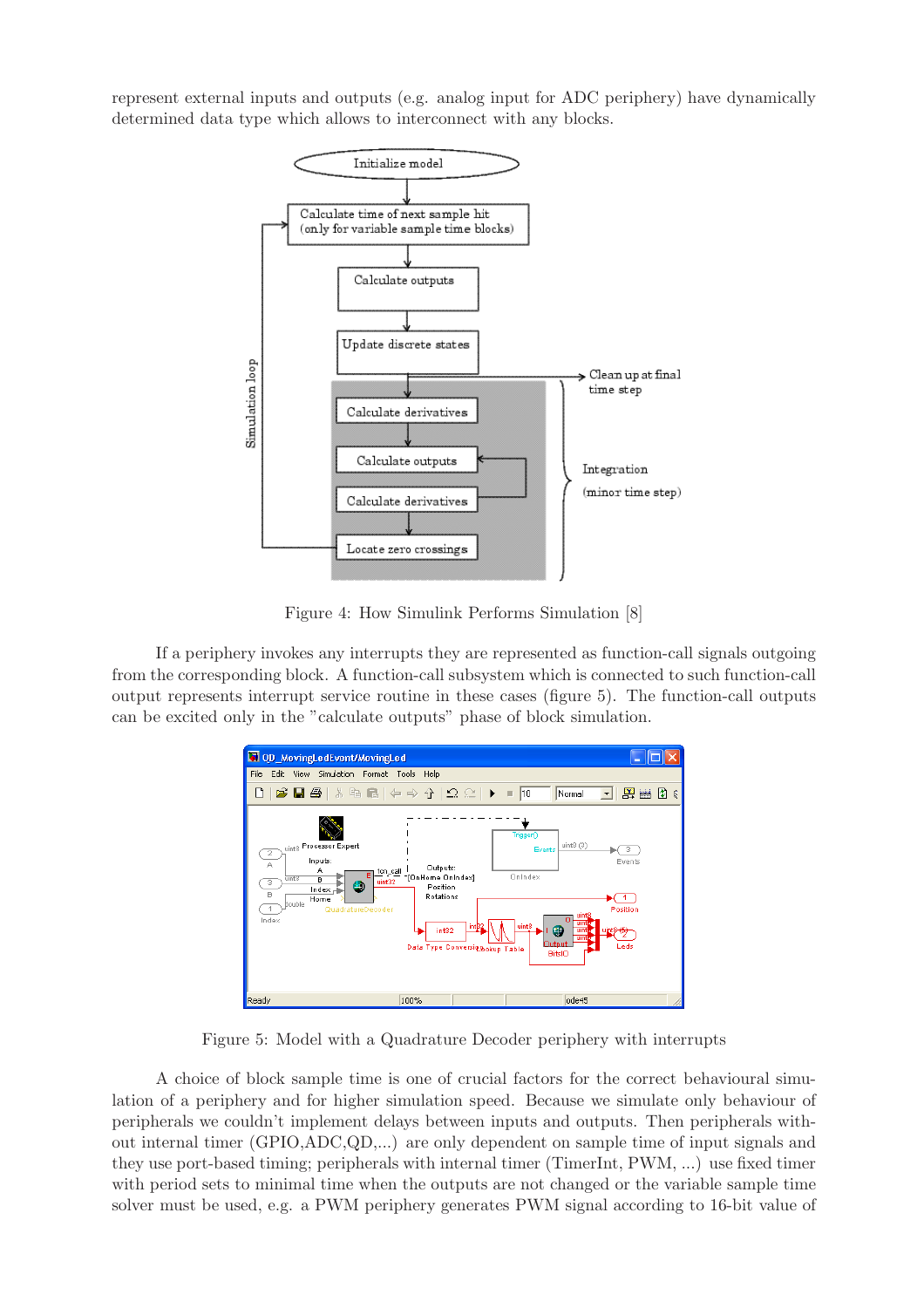represent external inputs and outputs (e.g. analog input for ADC periphery) have dynamically determined data type which allows to interconnect with any blocks.

Figure 4: How Simulink Performs Simulation [8]

If a periphery invokes any interrupts they are represented as function-call signals outgoing from the corresponding block. A function-call subsystem which is connected to such function-call output represents interrupt service routine in these cases (figure 5). The function-call outputs can be excited only in the "calculate outputs" phase of block simulation.

Figure 5: Model with a Quadrature Decoder periphery with interrupts

A choice of block sample time is one of crucial factors for the correct behavioural simulation of a periphery and for higher simulation speed. Because we simulate only behaviour of peripherals we couldn't implement delays between inputs and outputs. Then peripherals without internal timer (GPIO,ADC,QD,...) are only dependent on sample time of input signals and they use port-based timing; peripherals with internal timer (TimerInt, PWM, ...) use fixed timer with period sets to minimal time when the outputs are not changed or the variable sample time solver must be used, e.g. a PWM periphery generates PWM signal according to 16-bit value of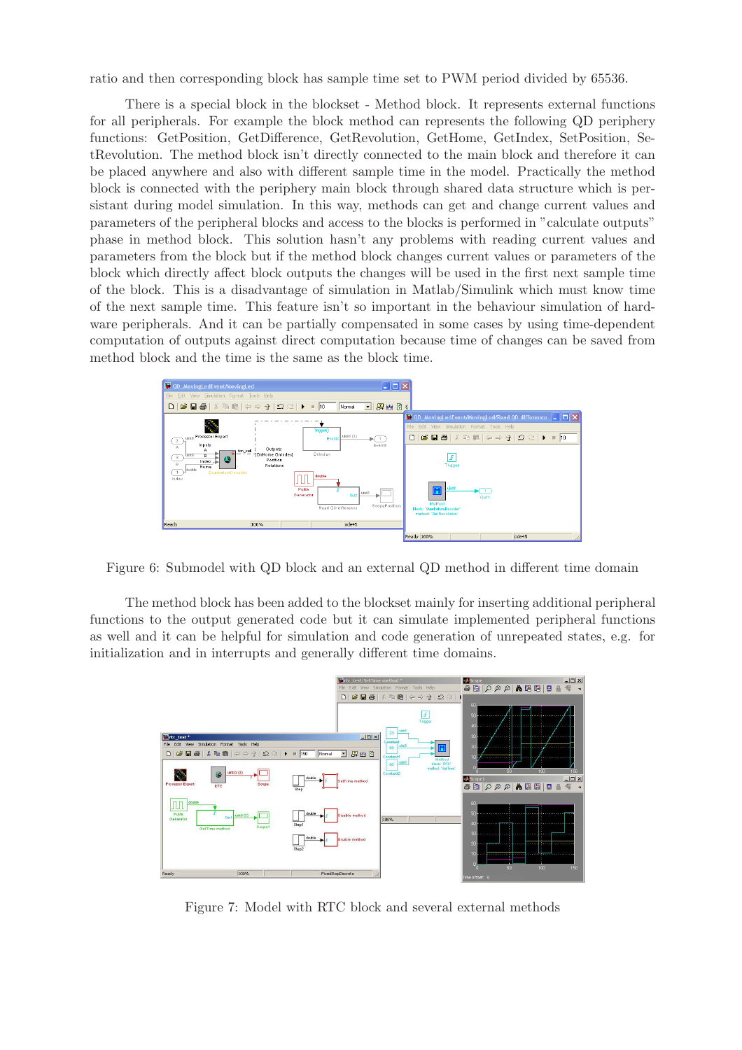ratio and then corresponding block has sample time set to PWM period divided by 65536.

There is a special block in the blockset - Method block. It represents external functions for all peripherals. For example the block method can represents the following QD periphery functions: GetPosition, GetDifference, GetRevolution, GetHome, GetIndex, SetPosition, SetRevolution. The method block isn't directly connected to the main block and therefore it can be placed anywhere and also with different sample time in the model. Practically the method block is connected with the periphery main block through shared data structure which is persistant during model simulation. In this way, methods can get and change current values and parameters of the peripheral blocks and access to the blocks is performed in "calculate outputs" phase in method block. This solution hasn't any problems with reading current values and parameters from the block but if the method block changes current values or parameters of the block which directly affect block outputs the changes will be used in the first next sample time of the block. This is a disadvantage of simulation in Matlab/Simulink which must know time of the next sample time. This feature isn't so important in the behaviour simulation of hardware peripherals. And it can be partially compensated in some cases by using time-dependent computation of outputs against direct computation because time of changes can be saved from method block and the time is the same as the block time.

Figure 6: Submodel with QD block and an external QD method in different time domain

The method block has been added to the blockset mainly for inserting additional peripheral functions to the output generated code but it can simulate implemented peripheral functions as well and it can be helpful for simulation and code generation of unrepeated states, e.g. for initialization and in interrupts and generally different time domains.

Figure 7: Model with RTC block and several external methods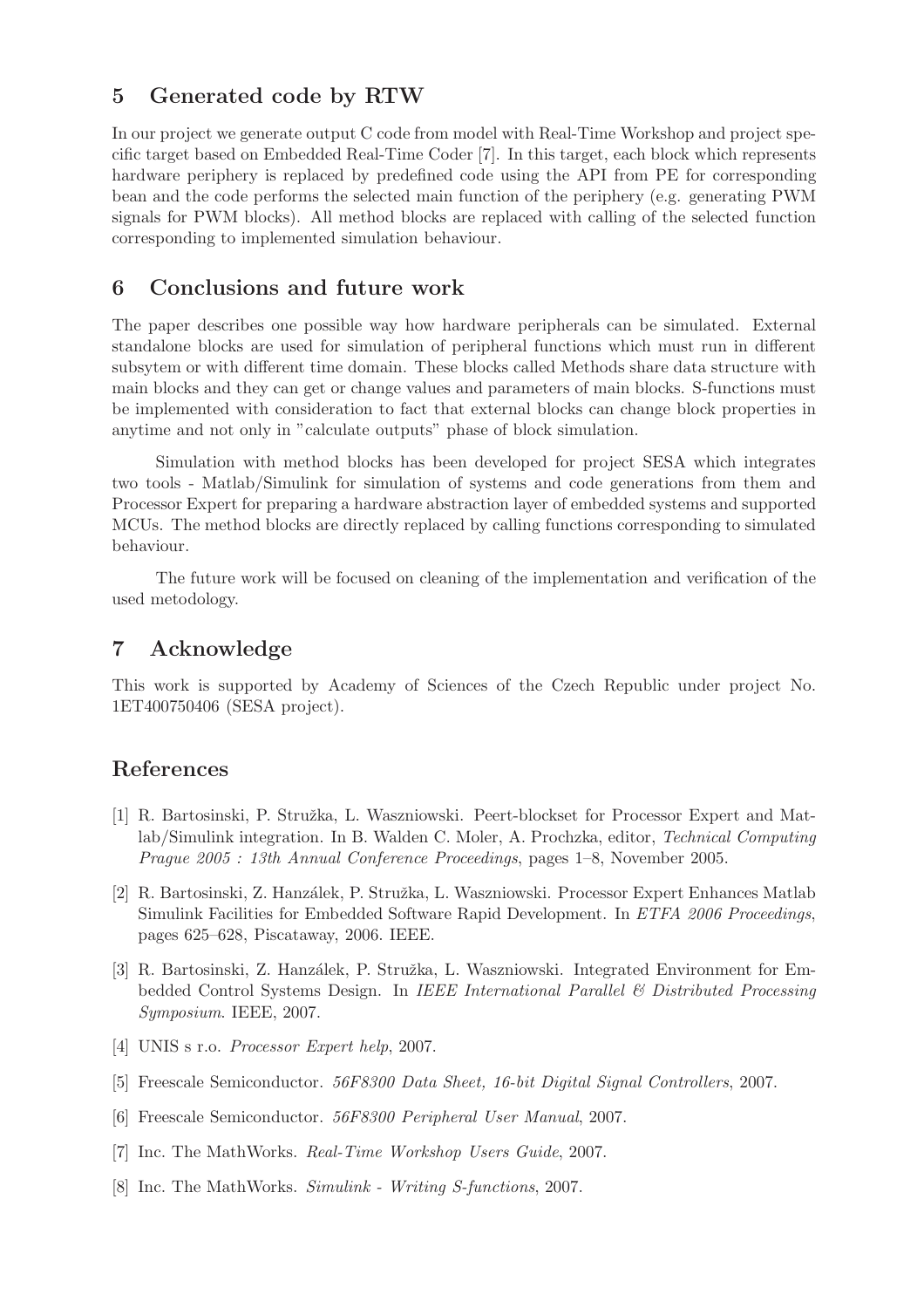## 5 Generated code by RTW

In our project we generate output C code from model with Real-Time Workshop and project specific target based on Embedded Real-Time Coder [7]. In this target, each block which represents hardware periphery is replaced by predefined code using the API from PE for corresponding bean and the code performs the selected main function of the periphery (e.g. generating PWM signals for PWM blocks). All method blocks are replaced with calling of the selected function corresponding to implemented simulation behaviour.

## 6 Conclusions and future work

The paper describes one possible way how hardware peripherals can be simulated. External standalone blocks are used for simulation of peripheral functions which must run in different subsytem or with different time domain. These blocks called Methods share data structure with main blocks and they can get or change values and parameters of main blocks. S-functions must be implemented with consideration to fact that external blocks can change block properties in anytime and not only in "calculate outputs" phase of block simulation.

Simulation with method blocks has been developed for project SESA which integrates two tools - Matlab/Simulink for simulation of systems and code generations from them and Processor Expert for preparing a hardware abstraction layer of embedded systems and supported MCUs. The method blocks are directly replaced by calling functions corresponding to simulated behaviour.

The future work will be focused on cleaning of the implementation and verification of the used metodology.

## 7 Acknowledge

This work is supported by Academy of Sciences of the Czech Republic under project No. 1ET400750406 (SESA project).

## References

[1] R. Bartosinski, P. Stružka, L. Waszniowski. Peert-blockset for Processor Expert and Matlab/Simulink integration. In B. Walden C. Moler, A. Prochzka, editor, *Technical Computing Prague 2005 : 13th Annual Conference Proceedings*, pages 1–8, November 2005.

[2] R. Bartosinski, Z. Hanzálek, P. Stružka, L. Waszniowski. Processor Expert Enhances Matlab Simulink Facilities for Embedded Software Rapid Development. In *ETFA 2006 Proceedings*, pages 625–628, Piscataway, 2006. IEEE.

[3] R. Bartosinski, Z. Hanzálek, P. Stružka, L. Waszniowski. Integrated Environment for Embedded Control Systems Design. In *IEEE International Parallel & Distributed Processing Symposium*. IEEE, 2007.

[4] UNIS s r.o. *Processor Expert help*, 2007.

[5] Freescale Semiconductor. *56F8300 Data Sheet, 16-bit Digital Signal Controllers*, 2007.

[6] Freescale Semiconductor. *56F8300 Peripheral User Manual*, 2007.

[7] Inc. The MathWorks. *Real-Time Workshop Users Guide*, 2007.

[8] Inc. The MathWorks. *Simulink - Writing S-functions*, 2007.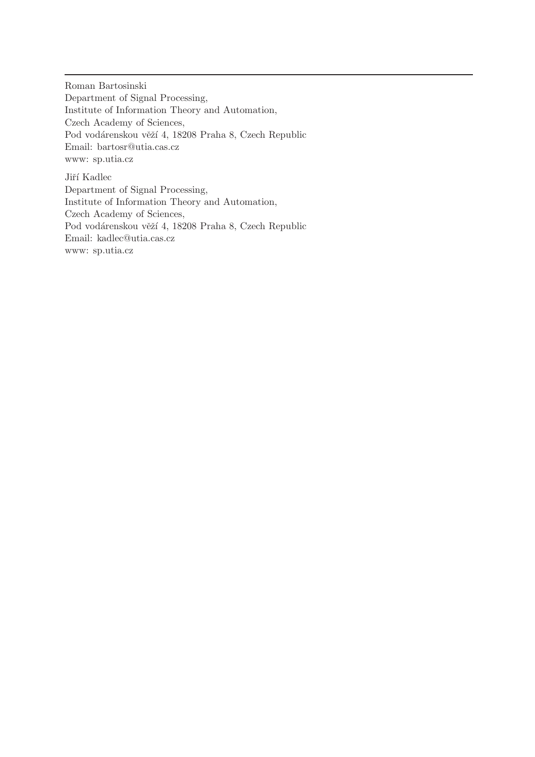---

Roman Bartosinski
Department of Signal Processing,
Institute of Information Theory and Automation,
Czech Academy of Sciences,
Pod vodárenskou věží 4, 18208 Praha 8, Czech Republic
Email: bartosr@utia.cas.cz
www: sp.utia.cz

Jiří Kadlec
Department of Signal Processing,
Institute of Information Theory and Automation,
Czech Academy of Sciences,
Pod vodárenskou věží 4, 18208 Praha 8, Czech Republic
Email: kadlec@utia.cas.cz
www: sp.utia.cz